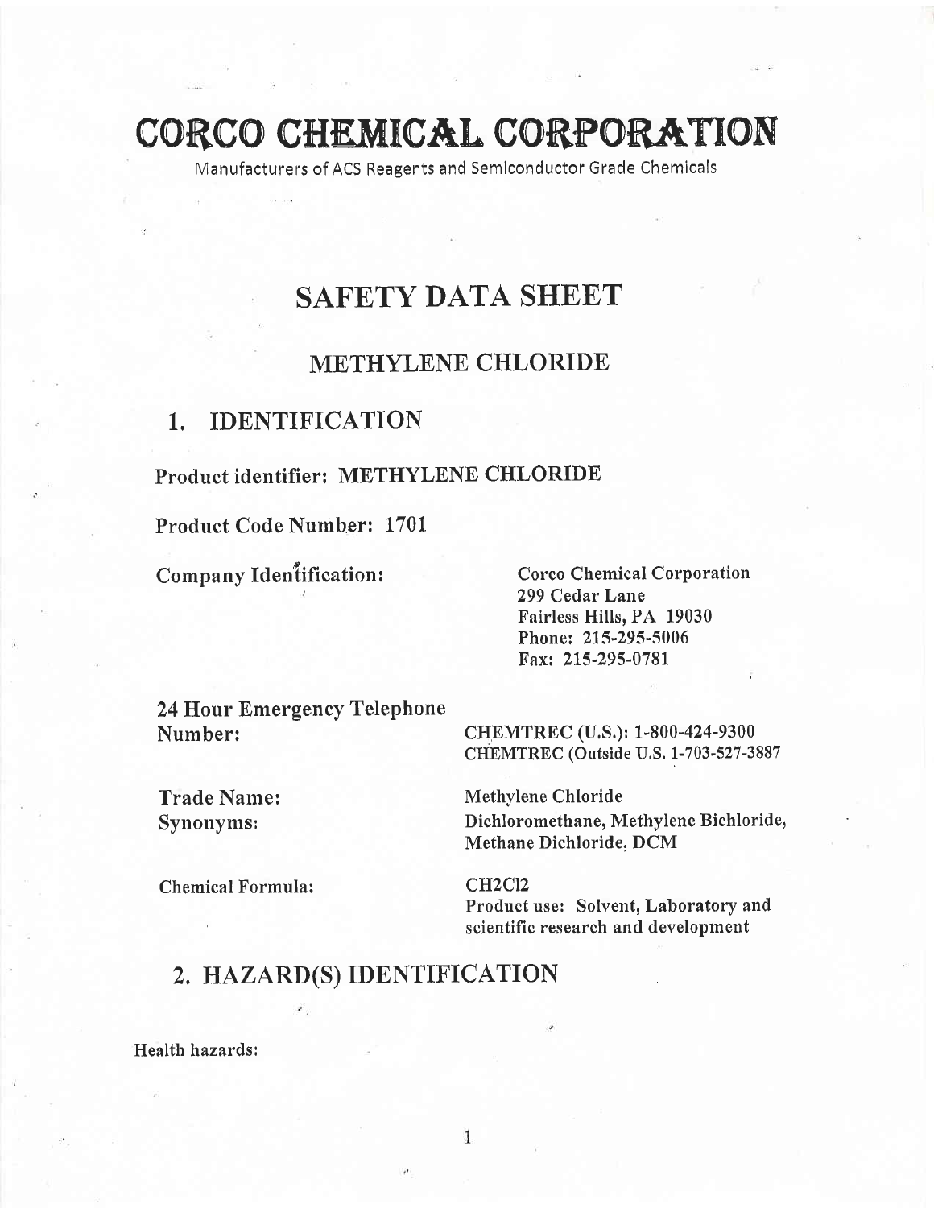# CORCO CHEMICAL CORPORATION

Manufacturers of ACS Reagents and Semiconductor Grade Chemicals

# SAFETY DATA SHEET

## METHYLENE CHLORIDE

## 1. IDENTIFICATION

**Product identifier: METHYLENE CHLORIDE**

**Product Code Number: 1701**

**Company Identification:**

Corco Chemical Corporation
299 Cedar Lane
Fairless Hills, PA 19030
Phone: 215-295-5006
Fax: 215-295-0781

**24 Hour Emergency Telephone Number:**

CHEMTREC (U.S.): 1-800-424-9300
CHEMTREC (Outside U.S. 1-703-527-3887

**Trade Name:** Methylene Chloride

**Synonyms:** Dichloromethane, Methylene Bichloride, Methane Dichloride, DCM

**Chemical Formula:** $CH_2Cl_2$

Product use: Solvent, Laboratory and scientific research and development

## 2. HAZARD(S) IDENTIFICATION

Health hazards: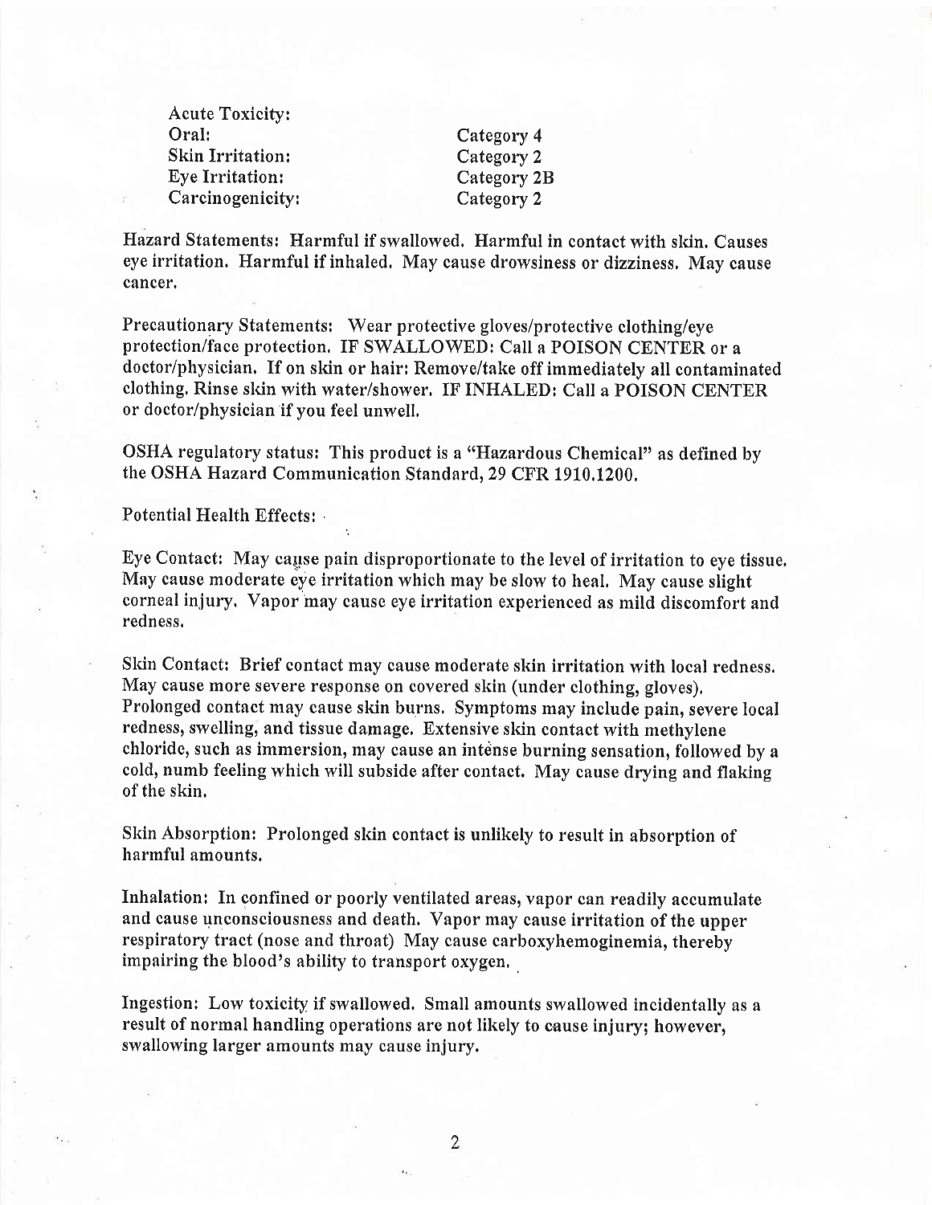| Acute Toxicity: | |
|---|---|
| Oral: | Category 4 |
| Skin Irritation: | Category 2 |
| Eye Irritation: | Category 2B |
| Carcinogenicity: | Category 2 |

Hazard Statements: Harmful if swallowed. Harmful in contact with skin. Causes eye irritation. Harmful if inhaled. May cause drowsiness or dizziness. May cause cancer.

Precautionary Statements: Wear protective gloves/protective clothing/eye protection/face protection. IF SWALLOWED: Call a POISON CENTER or a doctor/physician. If on skin or hair: Remove/take off immediately all contaminated clothing. Rinse skin with water/shower. IF INHALED: Call a POISON CENTER or doctor/physician if you feel unwell.

OSHA regulatory status: This product is a "Hazardous Chemical" as defined by the OSHA Hazard Communication Standard, 29 CFR 1910.1200.

Potential Health Effects:

Eye Contact: May cause pain disproportionate to the level of irritation to eye tissue. May cause moderate eye irritation which may be slow to heal. May cause slight corneal injury. Vapor may cause eye irritation experienced as mild discomfort and redness.

Skin Contact: Brief contact may cause moderate skin irritation with local redness. May cause more severe response on covered skin (under clothing, gloves). Prolonged contact may cause skin burns. Symptoms may include pain, severe local redness, swelling, and tissue damage. Extensive skin contact with methylene chloride, such as immersion, may cause an intense burning sensation, followed by a cold, numb feeling which will subside after contact. May cause drying and flaking of the skin.

Skin Absorption: Prolonged skin contact is unlikely to result in absorption of harmful amounts.

Inhalation: In confined or poorly ventilated areas, vapor can readily accumulate and cause unconsciousness and death. Vapor may cause irritation of the upper respiratory tract (nose and throat) May cause carboxyhemoginemia, thereby impairing the blood's ability to transport oxygen.

Ingestion: Low toxicity if swallowed. Small amounts swallowed incidentally as a result of normal handling operations are not likely to cause injury; however, swallowing larger amounts may cause injury.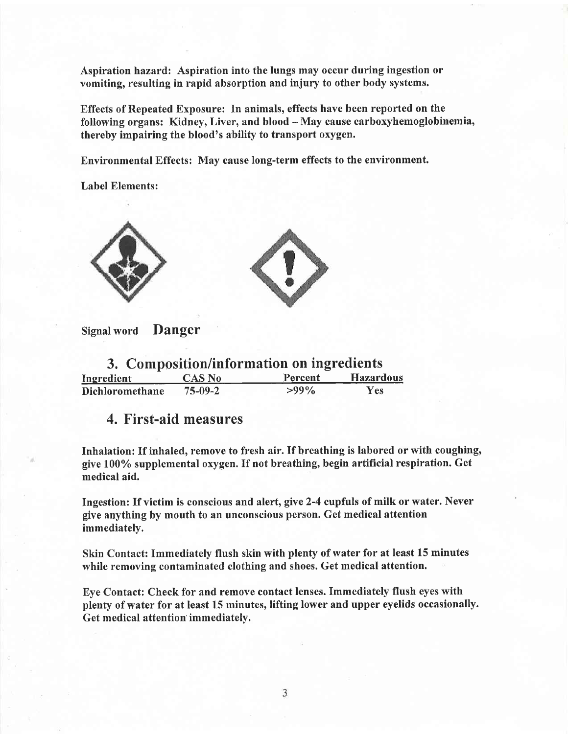**Aspiration hazard: Aspiration into the lungs may occur during ingestion or vomiting, resulting in rapid absorption and injury to other body systems.**

**Effects of Repeated Exposure: In animals, effects have been reported on the following organs: Kidney, Liver, and blood – May cause carboxyhemoglobinemia, thereby impairing the blood's ability to transport oxygen.**

**Environmental Effects: May cause long-term effects to the environment.**

**Label Elements:**

**Signal word Danger**

## 3. Composition/information on ingredients

| Ingredient | CAS No | Percent | Hazardous |
|---|---|---|---|
| Dichloromethane | 75-09-2 | >99% | Yes |

## 4. First-aid measures

**Inhalation: If inhaled, remove to fresh air. If breathing is labored or with coughing, give 100% supplemental oxygen. If not breathing, begin artificial respiration. Get medical aid.**

**Ingestion: If victim is conscious and alert, give 2-4 cupfuls of milk or water. Never give anything by mouth to an unconscious person. Get medical attention immediately.**

**Skin Contact: Immediately flush skin with plenty of water for at least 15 minutes while removing contaminated clothing and shoes. Get medical attention.**

**Eye Contact: Check for and remove contact lenses. Immediately flush eyes with plenty of water for at least 15 minutes, lifting lower and upper eyelids occasionally. Get medical attention immediately.**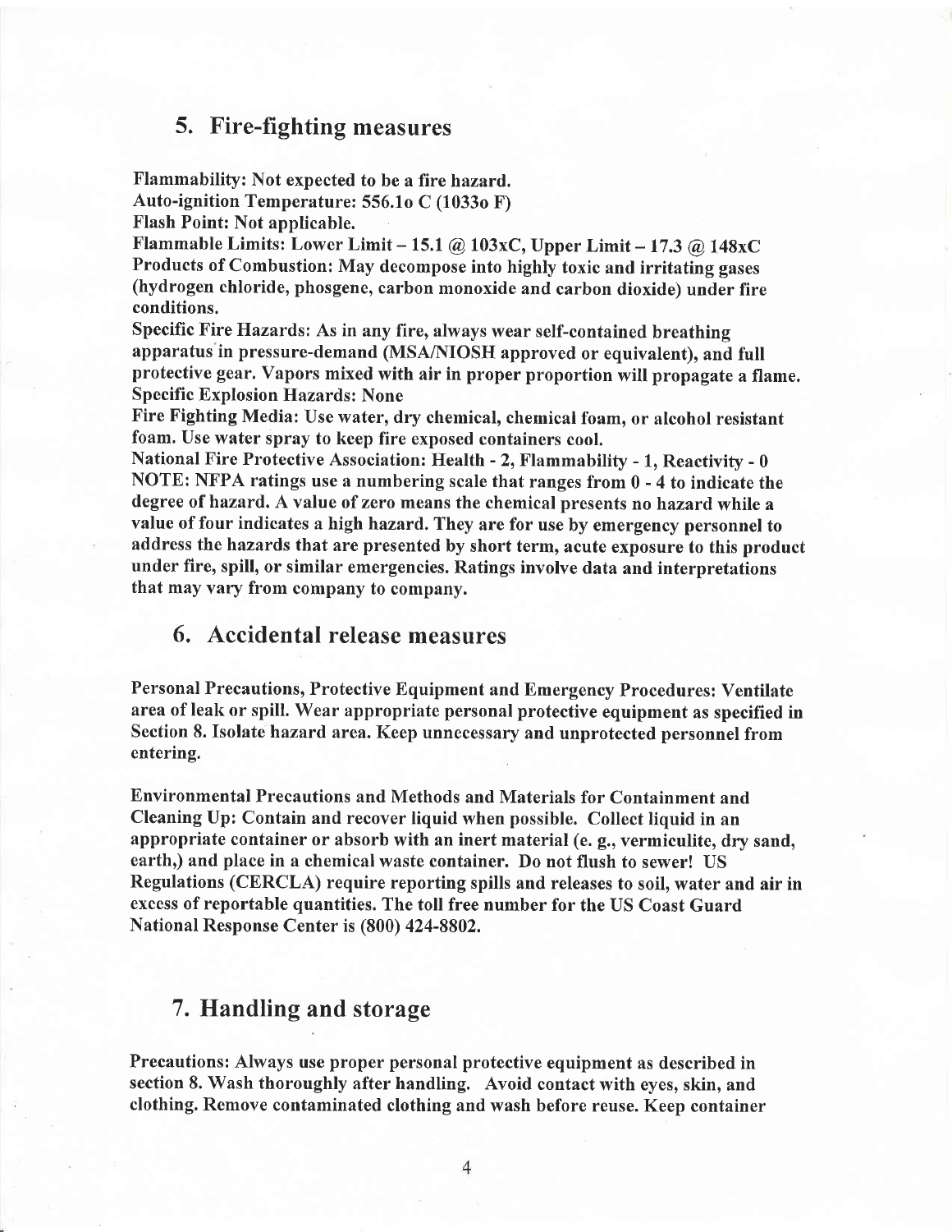## 5. Fire-fighting measures

Flammability: Not expected to be a fire hazard.
Auto-ignition Temperature: 556.1o C (1033o F)
Flash Point: Not applicable.
Flammable Limits: Lower Limit – 15.1 @ 103xC, Upper Limit – 17.3 @ 148xC
Products of Combustion: May decompose into highly toxic and irritating gases (hydrogen chloride, phosgene, carbon monoxide and carbon dioxide) under fire conditions.
Specific Fire Hazards: As in any fire, always wear self-contained breathing apparatus in pressure-demand (MSA/NIOSH approved or equivalent), and full protective gear. Vapors mixed with air in proper proportion will propagate a flame.
Specific Explosion Hazards: None
Fire Fighting Media: Use water, dry chemical, chemical foam, or alcohol resistant foam. Use water spray to keep fire exposed containers cool.
National Fire Protective Association: Health - 2, Flammability - 1, Reactivity - 0
NOTE: NFPA ratings use a numbering scale that ranges from 0 - 4 to indicate the degree of hazard. A value of zero means the chemical presents no hazard while a value of four indicates a high hazard. They are for use by emergency personnel to address the hazards that are presented by short term, acute exposure to this product under fire, spill, or similar emergencies. Ratings involve data and interpretations that may vary from company to company.

## 6. Accidental release measures

Personal Precautions, Protective Equipment and Emergency Procedures: Ventilate area of leak or spill. Wear appropriate personal protective equipment as specified in Section 8. Isolate hazard area. Keep unnecessary and unprotected personnel from entering.

Environmental Precautions and Methods and Materials for Containment and Cleaning Up: Contain and recover liquid when possible. Collect liquid in an appropriate container or absorb with an inert material (e. g., vermiculite, dry sand, earth,) and place in a chemical waste container. Do not flush to sewer! US Regulations (CERCLA) require reporting spills and releases to soil, water and air in excess of reportable quantities. The toll free number for the US Coast Guard National Response Center is (800) 424-8802.

## 7. Handling and storage

Precautions: Always use proper personal protective equipment as described in section 8. Wash thoroughly after handling. Avoid contact with eyes, skin, and clothing. Remove contaminated clothing and wash before reuse. Keep container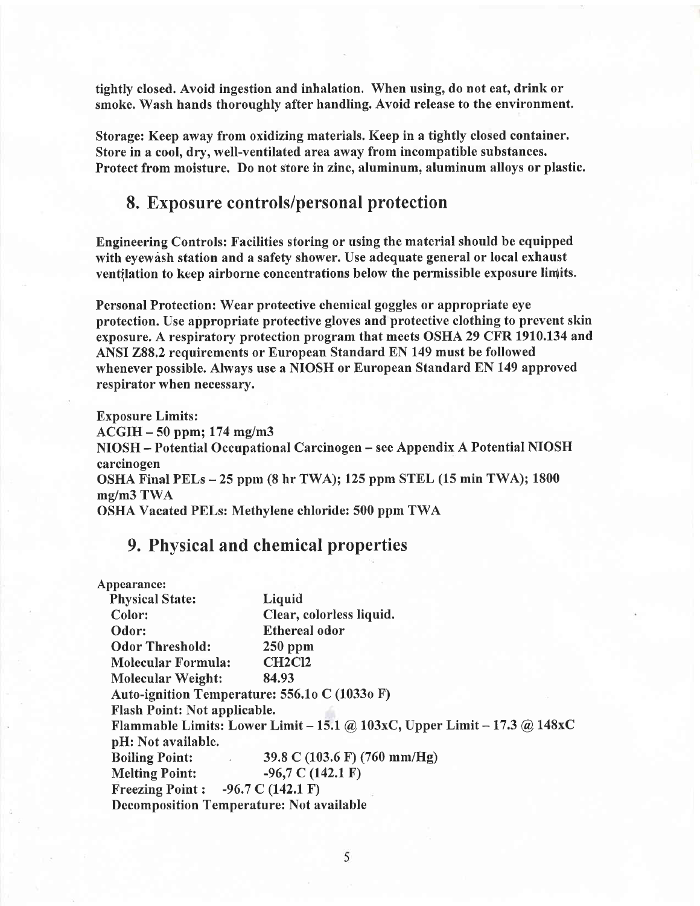**tightly closed. Avoid ingestion and inhalation. When using, do not eat, drink or smoke. Wash hands thoroughly after handling. Avoid release to the environment.**

**Storage: Keep away from oxidizing materials. Keep in a tightly closed container. Store in a cool, dry, well-ventilated area away from incompatible substances. Protect from moisture. Do not store in zinc, aluminum, aluminum alloys or plastic.**

## 8. Exposure controls/personal protection

**Engineering Controls: Facilities storing or using the material should be equipped with eyewash station and a safety shower. Use adequate general or local exhaust ventilation to keep airborne concentrations below the permissible exposure limits.**

**Personal Protection: Wear protective chemical goggles or appropriate eye protection. Use appropriate protective gloves and protective clothing to prevent skin exposure. A respiratory protection program that meets OSHA 29 CFR 1910.134 and ANSI Z88.2 requirements or European Standard EN 149 must be followed whenever possible. Always use a NIOSH or European Standard EN 149 approved respirator when necessary.**

**Exposure Limits:**
**ACGIH – 50 ppm; 174 mg/m3**
**NIOSH – Potential Occupational Carcinogen – see Appendix A Potential NIOSH carcinogen**
**OSHA Final PELs – 25 ppm (8 hr TWA); 125 ppm STEL (15 min TWA); 1800 mg/m3 TWA**
**OSHA Vacated PELs: Methylene chloride: 500 ppm TWA**

## 9. Physical and chemical properties

**Appearance:**
**Physical State:** Liquid
**Color:** Clear, colorless liquid.
**Odor:** Ethereal odor
**Odor Threshold:** 250 ppm
**Molecular Formula:** $CH_2Cl_2$
**Molecular Weight:** 84.93
**Auto-ignition Temperature: 556.1o C (1033o F)**
**Flash Point: Not applicable.**
**Flammable Limits: Lower Limit – 15.1 @ 103xC, Upper Limit – 17.3 @ 148xC**
**pH: Not available.**
**Boiling Point:** 39.8 C (103.6 F) (760 mm/Hg)
**Melting Point:** -96,7 C (142.1 F)
**Freezing Point :** -96.7 C (142.1 F)
**Decomposition Temperature: Not available**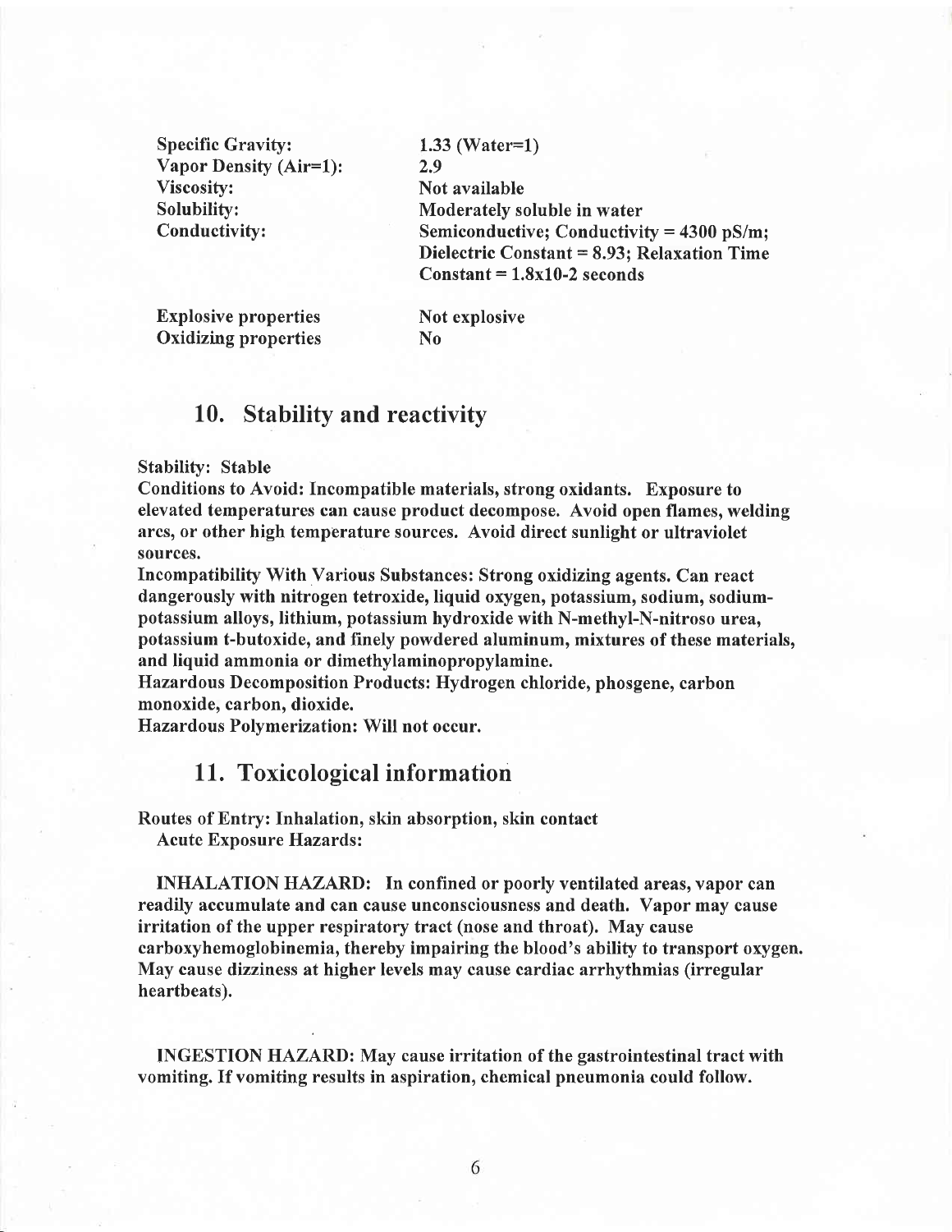| | |
|---|---|
| **Specific Gravity:** | **1.33 (Water=1)** |
| **Vapor Density (Air=1):** | **2.9** |
| **Viscosity:** | **Not available** |
| **Solubility:** | **Moderately soluble in water** |
| **Conductivity:** | **Semiconductive; Conductivity = 4300 pS/m; Dielectric Constant = 8.93; Relaxation Time Constant = 1.8x10-2 seconds** |
| **Explosive properties** | **Not explosive** |
| **Oxidizing properties** | **No** |

## 10. Stability and reactivity

**Stability: Stable**

**Conditions to Avoid: Incompatible materials, strong oxidants. Exposure to elevated temperatures can cause product decompose. Avoid open flames, welding arcs, or other high temperature sources. Avoid direct sunlight or ultraviolet sources.**

**Incompatibility With Various Substances: Strong oxidizing agents. Can react dangerously with nitrogen tetroxide, liquid oxygen, potassium, sodium, sodium-potassium alloys, lithium, potassium hydroxide with N-methyl-N-nitroso urea, potassium t-butoxide, and finely powdered aluminum, mixtures of these materials, and liquid ammonia or dimethylaminopropylamine.**

**Hazardous Decomposition Products: Hydrogen chloride, phosgene, carbon monoxide, carbon, dioxide.**

**Hazardous Polymerization: Will not occur.**

## 11. Toxicological information

**Routes of Entry: Inhalation, skin absorption, skin contact**

**Acute Exposure Hazards:**

**INHALATION HAZARD: In confined or poorly ventilated areas, vapor can readily accumulate and can cause unconsciousness and death. Vapor may cause irritation of the upper respiratory tract (nose and throat). May cause carboxyhemoglobinemia, thereby impairing the blood's ability to transport oxygen. May cause dizziness at higher levels may cause cardiac arrhythmias (irregular heartbeats).**

**INGESTION HAZARD: May cause irritation of the gastrointestinal tract with vomiting. If vomiting results in aspiration, chemical pneumonia could follow.**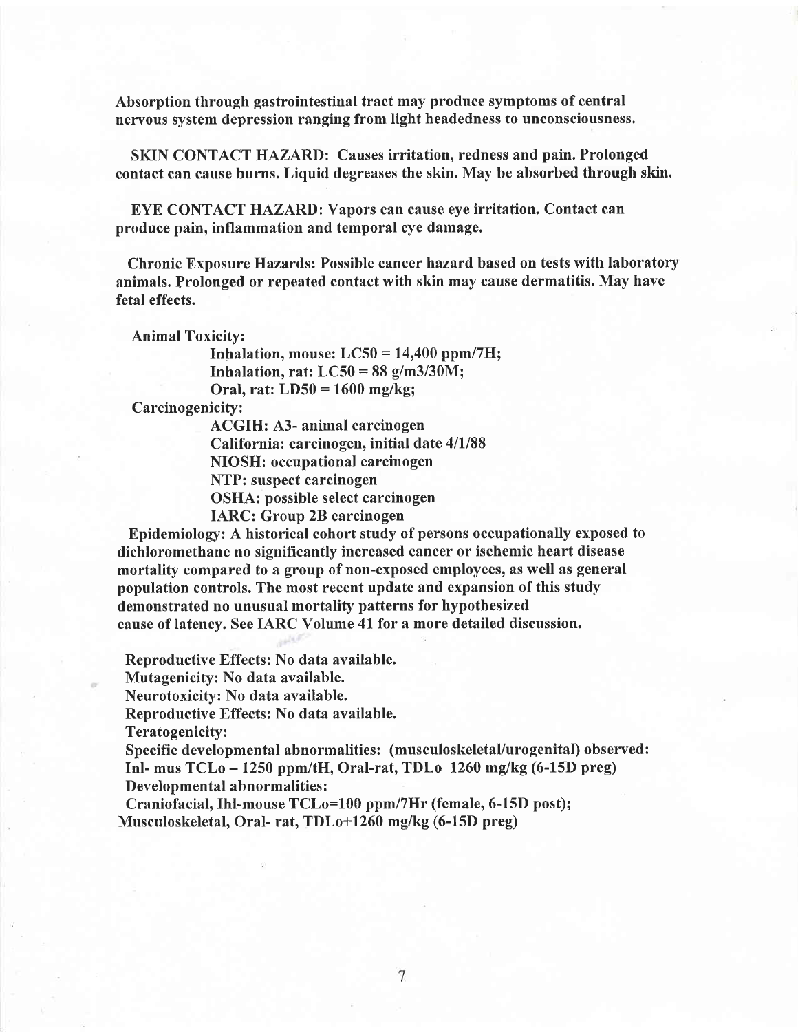**Absorption through gastrointestinal tract may produce symptoms of central nervous system depression ranging from light headedness to unconsciousness.**

**SKIN CONTACT HAZARD: Causes irritation, redness and pain. Prolonged contact can cause burns. Liquid degreases the skin. May be absorbed through skin.**

**EYE CONTACT HAZARD: Vapors can cause eye irritation. Contact can produce pain, inflammation and temporal eye damage.**

**Chronic Exposure Hazards: Possible cancer hazard based on tests with laboratory animals. Prolonged or repeated contact with skin may cause dermatitis. May have fetal effects.**

**Animal Toxicity:**

**Inhalation, mouse: LC50 = 14,400 ppm/7H;**
**Inhalation, rat: LC50 = 88 g/m3/30M;**
**Oral, rat: LD50 = 1600 mg/kg;**

**Carcinogenicity:**

**ACGIH: A3- animal carcinogen**
**California: carcinogen, initial date 4/1/88**
**NIOSH: occupational carcinogen**
**NTP: suspect carcinogen**
**OSHA: possible select carcinogen**
**IARC: Group 2B carcinogen**

**Epidemiology: A historical cohort study of persons occupationally exposed to dichloromethane no significantly increased cancer or ischemic heart disease mortality compared to a group of non-exposed employees, as well as general population controls. The most recent update and expansion of this study demonstrated no unusual mortality patterns for hypothesized cause of latency. See IARC Volume 41 for a more detailed discussion.**

**Reproductive Effects: No data available.**
**Mutagenicity: No data available.**
**Neurotoxicity: No data available.**
**Reproductive Effects: No data available.**
**Teratogenicity:**
**Specific developmental abnormalities: (musculoskeletal/urogenital) observed: Inl- mus TCLo – 1250 ppm/tH, Oral-rat, TDLo 1260 mg/kg (6-15D preg)**
**Developmental abnormalities:**
**Craniofacial, Ihl-mouse TCLo=100 ppm/7Hr (female, 6-15D post); Musculoskeletal, Oral- rat, TDLo+1260 mg/kg (6-15D preg)**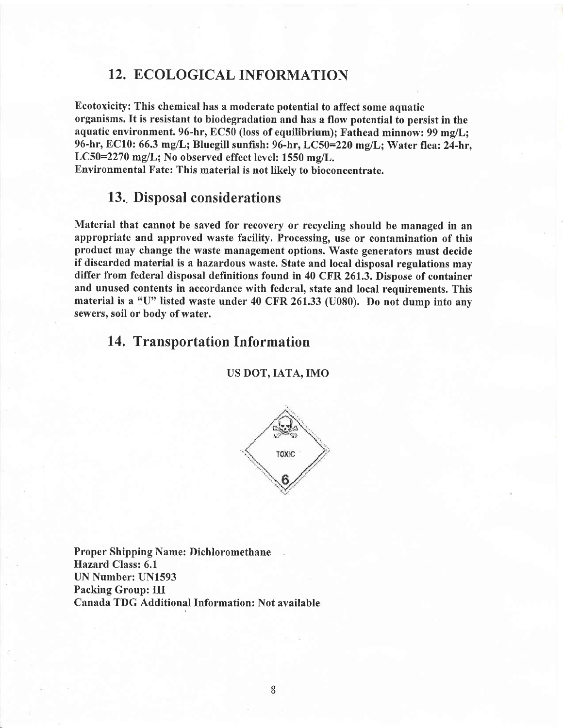## 12. ECOLOGICAL INFORMATION

**Ecotoxicity: This chemical has a moderate potential to affect some aquatic organisms. It is resistant to biodegradation and has a flow potential to persist in the aquatic environment. 96-hr, EC50 (loss of equilibrium); Fathead minnow: 99 mg/L; 96-hr, EC10: 66.3 mg/L; Bluegill sunfish: 96-hr, LC50=220 mg/L; Water flea: 24-hr, LC50=2270 mg/L; No observed effect level: 1550 mg/L.**

**Environmental Fate: This material is not likely to bioconcentrate.**

## 13. Disposal considerations

**Material that cannot be saved for recovery or recycling should be managed in an appropriate and approved waste facility. Processing, use or contamination of this product may change the waste management options. Waste generators must decide if discarded material is a hazardous waste. State and local disposal regulations may differ from federal disposal definitions found in 40 CFR 261.3. Dispose of container and unused contents in accordance with federal, state and local requirements. This material is a "U" listed waste under 40 CFR 261.33 (U080). Do not dump into any sewers, soil or body of water.**

## 14. Transportation Information

**US DOT, IATA, IMO**

TOXIC 6

**Proper Shipping Name: Dichloromethane**
**Hazard Class: 6.1**
**UN Number: UN1593**
**Packing Group: III**
**Canada TDG Additional Information: Not available**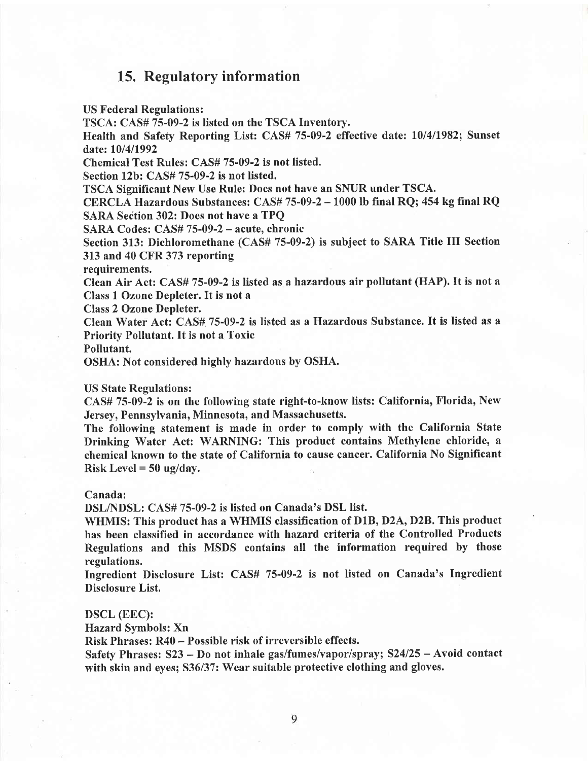## 15. Regulatory information

**US Federal Regulations:**

**TSCA: CAS# 75-09-2 is listed on the TSCA Inventory.**

**Health and Safety Reporting List: CAS# 75-09-2 effective date: 10/4/1982; Sunset date: 10/4/1992**

**Chemical Test Rules: CAS# 75-09-2 is not listed.**

**Section 12b: CAS# 75-09-2 is not listed.**

**TSCA Significant New Use Rule: Does not have an SNUR under TSCA.**

**CERCLA Hazardous Substances: CAS# 75-09-2 – 1000 lb final RQ; 454 kg final RQ**

**SARA Section 302: Does not have a TPQ**

**SARA Codes: CAS# 75-09-2 – acute, chronic**

**Section 313: Dichloromethane (CAS# 75-09-2) is subject to SARA Title III Section 313 and 40 CFR 373 reporting requirements.**

**Clean Air Act: CAS# 75-09-2 is listed as a hazardous air pollutant (HAP). It is not a Class 1 Ozone Depleter. It is not a Class 2 Ozone Depleter.**

**Clean Water Act: CAS# 75-09-2 is listed as a Hazardous Substance. It is listed as a Priority Pollutant. It is not a Toxic Pollutant.**

**OSHA: Not considered highly hazardous by OSHA.**

**US State Regulations:**

**CAS# 75-09-2 is on the following state right-to-know lists: California, Florida, New Jersey, Pennsylvania, Minnesota, and Massachusetts.**

**The following statement is made in order to comply with the California State Drinking Water Act: WARNING: This product contains Methylene chloride, a chemical known to the state of California to cause cancer. California No Significant Risk Level = 50 ug/day.**

**Canada:**

**DSL/NDSL: CAS# 75-09-2 is listed on Canada's DSL list.**

**WHMIS: This product has a WHMIS classification of D1B, D2A, D2B. This product has been classified in accordance with hazard criteria of the Controlled Products Regulations and this MSDS contains all the information required by those regulations.**

**Ingredient Disclosure List: CAS# 75-09-2 is not listed on Canada's Ingredient Disclosure List.**

**DSCL (EEC):**

**Hazard Symbols: Xn**

**Risk Phrases: R40 – Possible risk of irreversible effects.**

**Safety Phrases: S23 – Do not inhale gas/fumes/vapor/spray; S24/25 – Avoid contact with skin and eyes; S36/37: Wear suitable protective clothing and gloves.**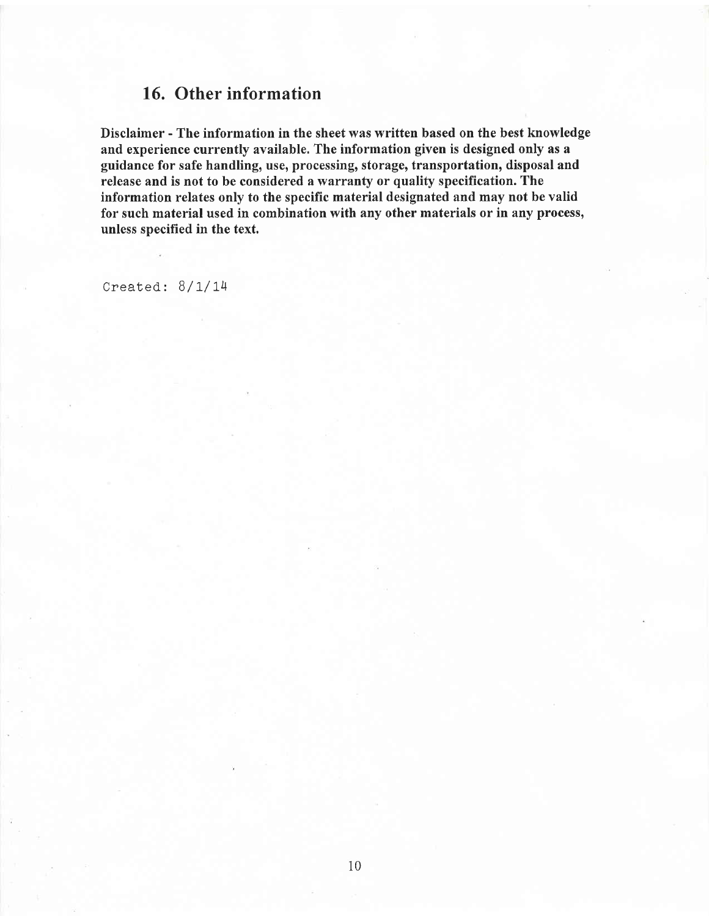## 16. Other information

**Disclaimer - The information in the sheet was written based on the best knowledge and experience currently available. The information given is designed only as a guidance for safe handling, use, processing, storage, transportation, disposal and release and is not to be considered a warranty or quality specification. The information relates only to the specific material designated and may not be valid for such material used in combination with any other materials or in any process, unless specified in the text.**

Created: 8/1/14